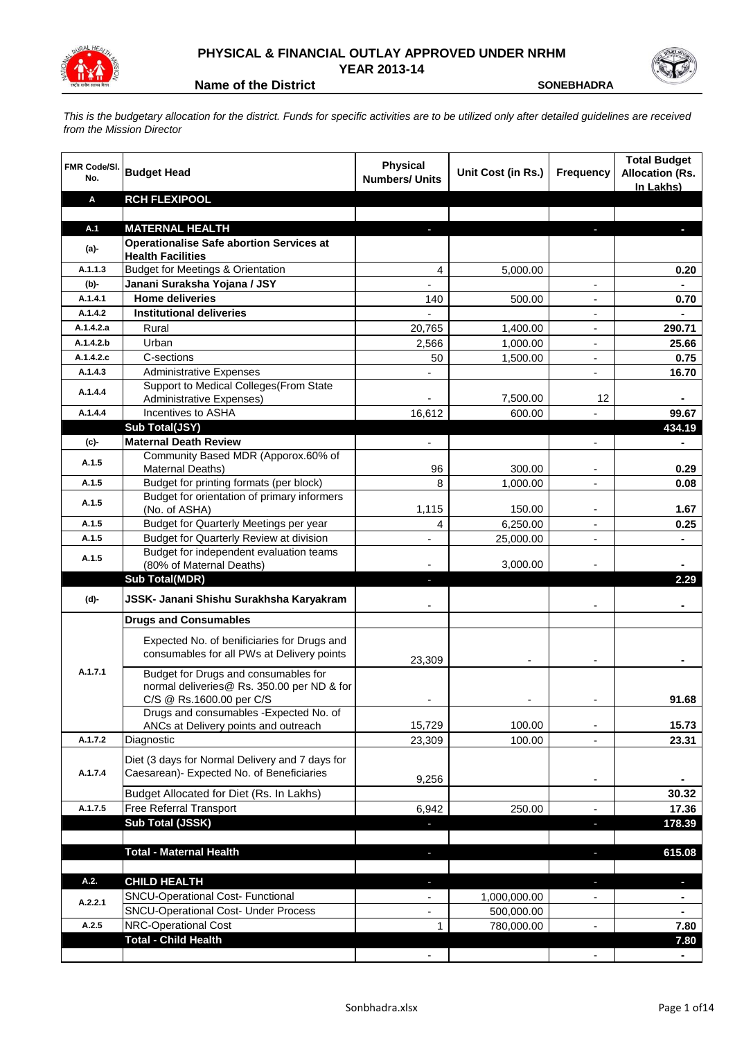# PHYSICAL & FINANCIAL OUTLAY APPROVED UNDER NRHM

## YEAR 2013-14

**Name of the District** **SONEBHADRA**

*This is the budgetary allocation for the district. Funds for specific activities are to be utilized only after detailed guidelines are received from the Mission Director*

| FMR Code/Sl. No. | Budget Head | Physical Numbers/ Units | Unit Cost (in Rs.) | Frequency | Total Budget Allocation (Rs. In Lakhs) |
|---|---|---|---|---|---|
| **A** | **RCH FLEXIPOOL** | | | | |
| | | | | | |
| **A.1** | **MATERNAL HEALTH** | - | | - | - |
| **(a)-** | **Operationalise Safe abortion Services at Health Facilities** | | | | |
| A.1.1.3 | Budget for Meetings & Orientation | 4 | 5,000.00 | | **0.20** |
| **(b)-** | **Janani Suraksha Yojana / JSY** | - | | - | - |
| A.1.4.1 | **Home deliveries** | 140 | 500.00 | - | **0.70** |
| A.1.4.2 | **Institutional deliveries** | - | | - | - |
| A.1.4.2.a | Rural | 20,765 | 1,400.00 | - | **290.71** |
| A.1.4.2.b | Urban | 2,566 | 1,000.00 | - | **25.66** |
| A.1.4.2.c | C-sections | 50 | 1,500.00 | - | **0.75** |
| A.1.4.3 | Administrative Expenses | - | | - | **16.70** |
| A.1.4.4 | Support to Medical Colleges(From State Administrative Expenses) | - | 7,500.00 | 12 | - |
| A.1.4.4 | Incentives to ASHA | 16,612 | 600.00 | - | **99.67** |
| | **Sub Total(JSY)** | | | | **434.19** |
| **(c)-** | **Maternal Death Review** | - | | - | - |
| A.1.5 | Community Based MDR (Apporox.60% of Maternal Deaths) | 96 | 300.00 | - | **0.29** |
| A.1.5 | Budget for printing formats (per block) | 8 | 1,000.00 | - | **0.08** |
| A.1.5 | Budget for orientation of primary informers (No. of ASHA) | 1,115 | 150.00 | - | **1.67** |
| A.1.5 | Budget for Quarterly Meetings per year | 4 | 6,250.00 | - | **0.25** |
| A.1.5 | Budget for Quarterly Review at division | - | 25,000.00 | - | - |
| A.1.5 | Budget for independent evaluation teams (80% of Maternal Deaths) | - | 3,000.00 | - | - |
| | **Sub Total(MDR)** | - | | | **2.29** |
| **(d)-** | **JSSK- Janani Shishu Surakhsha Karyakram** | - | | - | - |
| | **Drugs and Consumables** | | | | |
| A.1.7.1 | Expected No. of benificiaries for Drugs and consumables for all PWs at Delivery points | 23,309 | - | - | - |
| | Budget for Drugs and consumables for normal deliveries@ Rs. 350.00 per ND & for C/S @ Rs.1600.00 per C/S | - | - | - | **91.68** |
| | Drugs and consumables -Expected No. of ANCs at Delivery points and outreach | 15,729 | 100.00 | - | **15.73** |
| A.1.7.2 | Diagnostic | 23,309 | 100.00 | - | **23.31** |
| A.1.7.4 | Diet (3 days for Normal Delivery and 7 days for Caesarean)- Expected No. of Beneficiaries | 9,256 | | - | - |
| | Budget Allocated for Diet (Rs. In Lakhs) | | | | **30.32** |
| A.1.7.5 | Free Referral Transport | 6,942 | 250.00 | - | **17.36** |
| | **Sub Total (JSSK)** | - | | - | **178.39** |
| | | | | | |
| | **Total - Maternal Health** | - | | - | **615.08** |
| | | | | | |
| **A.2.** | **CHILD HEALTH** | - | | - | - |
| A.2.2.1 | SNCU-Operational Cost- Functional | - | 1,000,000.00 | - | - |
| | SNCU-Operational Cost- Under Process | - | 500,000.00 | | - |
| A.2.5 | NRC-Operational Cost | 1 | 780,000.00 | - | **7.80** |
| | **Total - Child Health** | | | | **7.80** |
| | | - | | - | - |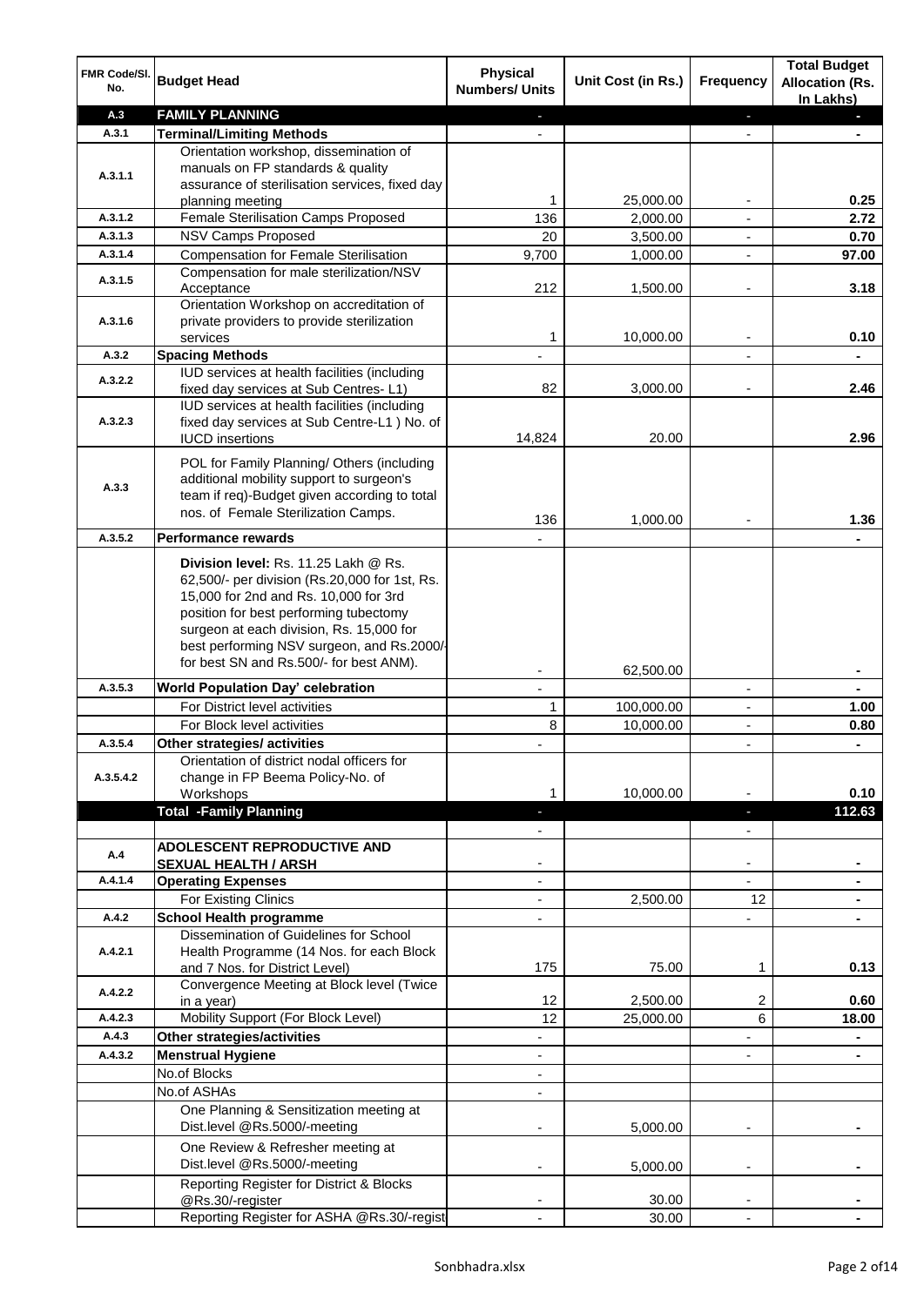| FMR Code/Sl. No. | Budget Head | Physical Numbers/ Units | Unit Cost (in Rs.) | Frequency | Total Budget Allocation (Rs. In Lakhs) |
|---|---|---|---|---|---|
| A.3 | **FAMILY PLANNING** | - | | - | - |
| A.3.1 | **Terminal/Limiting Methods** | - | | - | - |
| A.3.1.1 | Orientation workshop, dissemination of manuals on FP standards & quality assurance of sterilisation services, fixed day planning meeting | 1 | 25,000.00 | - | **0.25** |
| A.3.1.2 | Female Sterilisation Camps Proposed | 136 | 2,000.00 | - | **2.72** |
| A.3.1.3 | NSV Camps Proposed | 20 | 3,500.00 | - | **0.70** |
| A.3.1.4 | Compensation for Female Sterilisation | 9,700 | 1,000.00 | - | **97.00** |
| A.3.1.5 | Compensation for male sterilization/NSV Acceptance | 212 | 1,500.00 | - | **3.18** |
| A.3.1.6 | Orientation Workshop on accreditation of private providers to provide sterilization services | 1 | 10,000.00 | - | **0.10** |
| A.3.2 | **Spacing Methods** | - | | - | - |
| A.3.2.2 | IUD services at health facilities (including fixed day services at Sub Centres- L1) | 82 | 3,000.00 | - | **2.46** |
| A.3.2.3 | IUD services at health facilities (including fixed day services at Sub Centre-L1 ) No. of IUCD insertions | 14,824 | 20.00 | | **2.96** |
| A.3.3 | POL for Family Planning/ Others (including additional mobility support to surgeon's team if req)-Budget given according to total nos. of Female Sterilization Camps. | 136 | 1,000.00 | - | **1.36** |
| A.3.5.2 | **Performance rewards** | - | | | - |
| | **Division level:** Rs. 11.25 Lakh @ Rs. 62,500/- per division (Rs.20,000 for 1st, Rs. 15,000 for 2nd and Rs. 10,000 for 3rd position for best performing tubectomy surgeon at each division, Rs. 15,000 for best performing NSV surgeon, and Rs.2000/- for best SN and Rs.500/- for best ANM). | - | 62,500.00 | | - |
| A.3.5.3 | **World Population Day' celebration** | - | | - | - |
| | For District level activities | 1 | 100,000.00 | - | **1.00** |
| | For Block level activities | 8 | 10,000.00 | - | **0.80** |
| A.3.5.4 | **Other strategies/ activities** | - | | - | - |
| A.3.5.4.2 | Orientation of district nodal officers for change in FP Beema Policy-No. of Workshops | 1 | 10,000.00 | - | **0.10** |
| | **Total -Family Planning** | - | | - | **112.63** |
| | | - | | - | |
| A.4 | **ADOLESCENT REPRODUCTIVE AND SEXUAL HEALTH / ARSH** | - | | - | - |
| A.4.1.4 | **Operating Expenses** | - | | - | - |
| | For Existing Clinics | - | 2,500.00 | 12 | - |
| A.4.2 | **School Health programme** | - | | - | - |
| A.4.2.1 | Dissemination of Guidelines for School Health Programme (14 Nos. for each Block and 7 Nos. for District Level) | 175 | 75.00 | 1 | **0.13** |
| A.4.2.2 | Convergence Meeting at Block level (Twice in a year) | 12 | 2,500.00 | 2 | **0.60** |
| A.4.2.3 | Mobility Support (For Block Level) | 12 | 25,000.00 | 6 | **18.00** |
| A.4.3 | **Other strategies/activities** | - | | - | - |
| A.4.3.2 | **Menstrual Hygiene** | - | | - | - |
| | No.of Blocks | - | | | |
| | No.of ASHAs | - | | | |
| | One Planning & Sensitization meeting at Dist.level @Rs.5000/-meeting | - | 5,000.00 | - | - |
| | One Review & Refresher meeting at Dist.level @Rs.5000/-meeting | - | 5,000.00 | - | - |
| | Reporting Register for District & Blocks @Rs.30/-register | - | 30.00 | - | - |
| | Reporting Register for ASHA @Rs.30/-regist | - | 30.00 | - | - |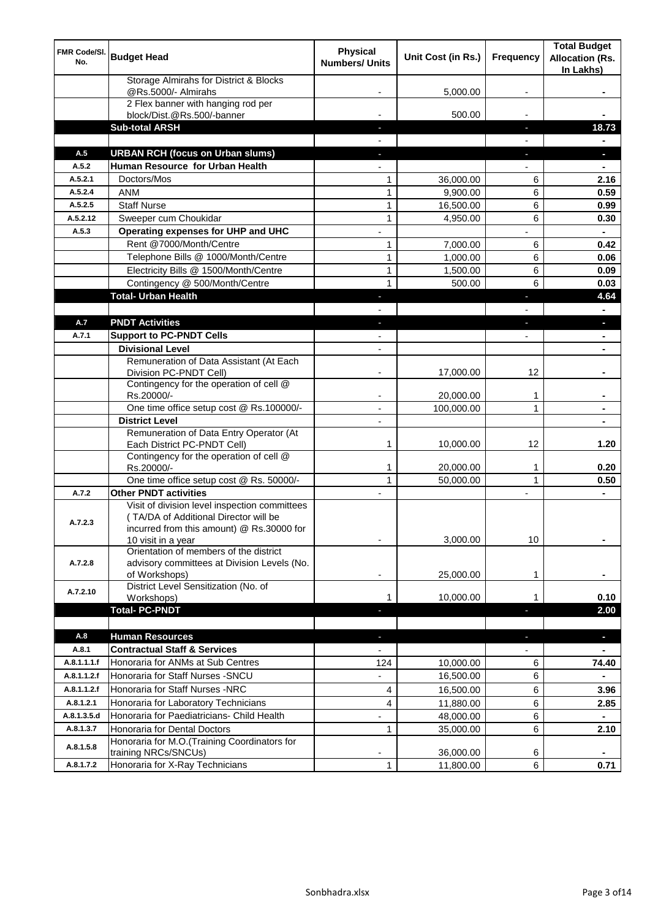| FMR Code/Sl. No. | Budget Head | Physical Numbers/ Units | Unit Cost (in Rs.) | Frequency | Total Budget Allocation (Rs. In Lakhs) |
|---|---|---|---|---|---|
| | Storage Almirahs for District & Blocks @Rs.5000/- Almirahs | - | 5,000.00 | - | - |
| | 2 Flex banner with hanging rod per block/Dist.@Rs.500/-banner | - | 500.00 | - | - |
| | **Sub-total ARSH** | - | | - | **18.73** |
| | | - | | - | - |
| A.5 | **URBAN RCH (focus on Urban slums)** | - | | - | - |
| A.5.2 | **Human Resource for Urban Health** | - | | - | - |
| A.5.2.1 | Doctors/Mos | 1 | 36,000.00 | 6 | **2.16** |
| A.5.2.4 | ANM | 1 | 9,900.00 | 6 | **0.59** |
| A.5.2.5 | Staff Nurse | 1 | 16,500.00 | 6 | **0.99** |
| A.5.2.12 | Sweeper cum Choukidar | 1 | 4,950.00 | 6 | **0.30** |
| A.5.3 | **Operating expenses for UHP and UHC** | - | | - | - |
| | Rent @7000/Month/Centre | 1 | 7,000.00 | 6 | **0.42** |
| | Telephone Bills @ 1000/Month/Centre | 1 | 1,000.00 | 6 | **0.06** |
| | Electricity Bills @ 1500/Month/Centre | 1 | 1,500.00 | 6 | **0.09** |
| | Contingency @ 500/Month/Centre | 1 | 500.00 | 6 | **0.03** |
| | **Total- Urban Health** | - | | - | **4.64** |
| | | - | | - | - |
| A.7 | **PNDT Activities** | - | | - | - |
| A.7.1 | **Support to PC-PNDT Cells** | - | | - | - |
| | **Divisional Level** | - | | | - |
| | Remuneration of Data Assistant (At Each Division PC-PNDT Cell) | - | 17,000.00 | 12 | - |
| | Contingency for the operation of cell @ Rs.20000/- | - | 20,000.00 | 1 | - |
| | One time office setup cost @ Rs.100000/- | - | 100,000.00 | 1 | - |
| | **District Level** | - | | | - |
| | Remuneration of Data Entry Operator (At Each District PC-PNDT Cell) | 1 | 10,000.00 | 12 | **1.20** |
| | Contingency for the operation of cell @ Rs.20000/- | 1 | 20,000.00 | 1 | **0.20** |
| | One time office setup cost @ Rs. 50000/- | 1 | 50,000.00 | 1 | **0.50** |
| A.7.2 | **Other PNDT activities** | - | | - | - |
| A.7.2.3 | Visit of division level inspection committees ( TA/DA of Additional Director will be incurred from this amount) @ Rs.30000 for 10 visit in a year | - | 3,000.00 | 10 | - |
| A.7.2.8 | Orientation of members of the district advisory committees at Division Levels (No. of Workshops) | - | 25,000.00 | 1 | - |
| A.7.2.10 | District Level Sensitization (No. of Workshops) | 1 | 10,000.00 | 1 | **0.10** |
| | **Total- PC-PNDT** | - | | - | **2.00** |
| | | | | | |
| A.8 | **Human Resources** | - | | - | - |
| A.8.1 | **Contractual Staff & Services** | - | | - | - |
| A.8.1.1.1.f | Honoraria for ANMs at Sub Centres | 124 | 10,000.00 | 6 | **74.40** |
| A.8.1.1.2.f | Honoraria for Staff Nurses -SNCU | - | 16,500.00 | 6 | - |
| A.8.1.1.2.f | Honoraria for Staff Nurses -NRC | 4 | 16,500.00 | 6 | **3.96** |
| A.8.1.2.1 | Honoraria for Laboratory Technicians | 4 | 11,880.00 | 6 | **2.85** |
| A.8.1.3.5.d | Honoraria for Paediatricians- Child Health | - | 48,000.00 | 6 | - |
| A.8.1.3.7 | Honoraria for Dental Doctors | 1 | 35,000.00 | 6 | **2.10** |
| A.8.1.5.8 | Honoraria for M.O.(Training Coordinators for training NRCs/SNCUs) | - | 36,000.00 | 6 | - |
| A.8.1.7.2 | Honoraria for X-Ray Technicians | 1 | 11,800.00 | 6 | **0.71** |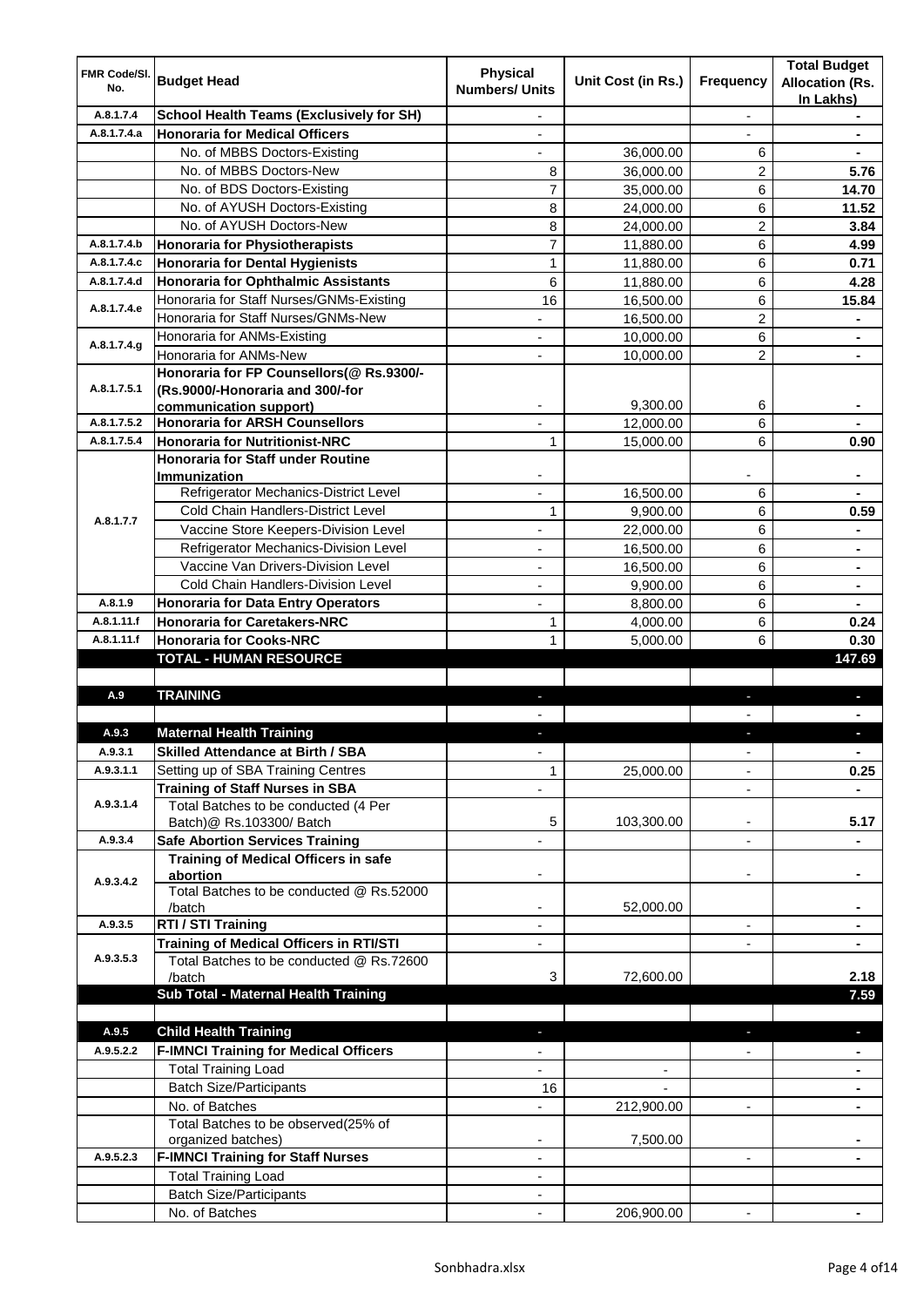| FMR Code/Sl. No. | Budget Head | Physical Numbers/ Units | Unit Cost (in Rs.) | Frequency | Total Budget Allocation (Rs. In Lakhs) |
|---|---|---|---|---|---|
| A.8.1.7.4 | **School Health Teams (Exclusively for SH)** | - | | - | - |
| A.8.1.7.4.a | **Honoraria for Medical Officers** | - | | - | - |
| | No. of MBBS Doctors-Existing | - | 36,000.00 | 6 | - |
| | No. of MBBS Doctors-New | 8 | 36,000.00 | 2 | **5.76** |
| | No. of BDS Doctors-Existing | 7 | 35,000.00 | 6 | **14.70** |
| | No. of AYUSH Doctors-Existing | 8 | 24,000.00 | 6 | **11.52** |
| | No. of AYUSH Doctors-New | 8 | 24,000.00 | 2 | **3.84** |
| A.8.1.7.4.b | **Honoraria for Physiotherapists** | 7 | 11,880.00 | 6 | **4.99** |
| A.8.1.7.4.c | **Honoraria for Dental Hygienists** | 1 | 11,880.00 | 6 | **0.71** |
| A.8.1.7.4.d | **Honoraria for Ophthalmic Assistants** | 6 | 11,880.00 | 6 | **4.28** |
| A.8.1.7.4.e | Honoraria for Staff Nurses/GNMs-Existing | 16 | 16,500.00 | 6 | **15.84** |
| | Honoraria for Staff Nurses/GNMs-New | - | 16,500.00 | 2 | - |
| A.8.1.7.4.g | Honoraria for ANMs-Existing | - | 10,000.00 | 6 | - |
| | Honoraria for ANMs-New | - | 10,000.00 | 2 | - |
| A.8.1.7.5.1 | **Honoraria for FP Counsellors(@ Rs.9300/- (Rs.9000/-Honoraria and 300/-for communication support)** | - | 9,300.00 | 6 | - |
| A.8.1.7.5.2 | **Honoraria for ARSH Counsellors** | - | 12,000.00 | 6 | - |
| A.8.1.7.5.4 | **Honoraria for Nutritionist-NRC** | 1 | 15,000.00 | 6 | **0.90** |
| A.8.1.7.7 | **Honoraria for Staff under Routine Immunization** | - | | - | - |
| | Refrigerator Mechanics-District Level | - | 16,500.00 | 6 | - |
| | Cold Chain Handlers-District Level | 1 | 9,900.00 | 6 | **0.59** |
| | Vaccine Store Keepers-Division Level | - | 22,000.00 | 6 | - |
| | Refrigerator Mechanics-Division Level | - | 16,500.00 | 6 | - |
| | Vaccine Van Drivers-Division Level | - | 16,500.00 | 6 | - |
| | Cold Chain Handlers-Division Level | - | 9,900.00 | 6 | - |
| A.8.1.9 | **Honoraria for Data Entry Operators** | - | 8,800.00 | 6 | - |
| A.8.1.11.f | **Honoraria for Caretakers-NRC** | 1 | 4,000.00 | 6 | **0.24** |
| A.8.1.11.f | **Honoraria for Cooks-NRC** | 1 | 5,000.00 | 6 | **0.30** |
| | **TOTAL - HUMAN RESOURCE** | | | | **147.69** |
| | | | | | |
| A.9 | **TRAINING** | - | | - | - |
| | | - | | - | - |
| A.9.3 | **Maternal Health Training** | - | | - | - |
| A.9.3.1 | **Skilled Attendance at Birth / SBA** | - | | - | - |
| A.9.3.1.1 | Setting up of SBA Training Centres | 1 | 25,000.00 | - | **0.25** |
| A.9.3.1.4 | **Training of Staff Nurses in SBA** | - | | - | - |
| | Total Batches to be conducted (4 Per Batch)@ Rs.103300/ Batch | 5 | 103,300.00 | - | **5.17** |
| A.9.3.4 | **Safe Abortion Services Training** | - | | - | - |
| A.9.3.4.2 | **Training of Medical Officers in safe abortion** | - | | - | - |
| | Total Batches to be conducted @ Rs.52000 /batch | - | 52,000.00 | | - |
| A.9.3.5 | **RTI / STI Training** | - | | - | - |
| A.9.3.5.3 | **Training of Medical Officers in RTI/STI** | - | | - | - |
| | Total Batches to be conducted @ Rs.72600 /batch | 3 | 72,600.00 | | **2.18** |
| | **Sub Total - Maternal Health Training** | | | | **7.59** |
| | | | | | |
| A.9.5 | **Child Health Training** | - | | - | - |
| A.9.5.2.2 | **F-IMNCI Training for Medical Officers** | - | | - | - |
| | Total Training Load | - | - | | - |
| | Batch Size/Participants | 16 | - | | - |
| | No. of Batches | - | 212,900.00 | - | - |
| | Total Batches to be observed(25% of organized batches) | - | 7,500.00 | | - |
| A.9.5.2.3 | **F-IMNCI Training for Staff Nurses** | - | | - | - |
| | Total Training Load | - | | | |
| | Batch Size/Participants | - | | | |
| | No. of Batches | - | 206,900.00 | - | - |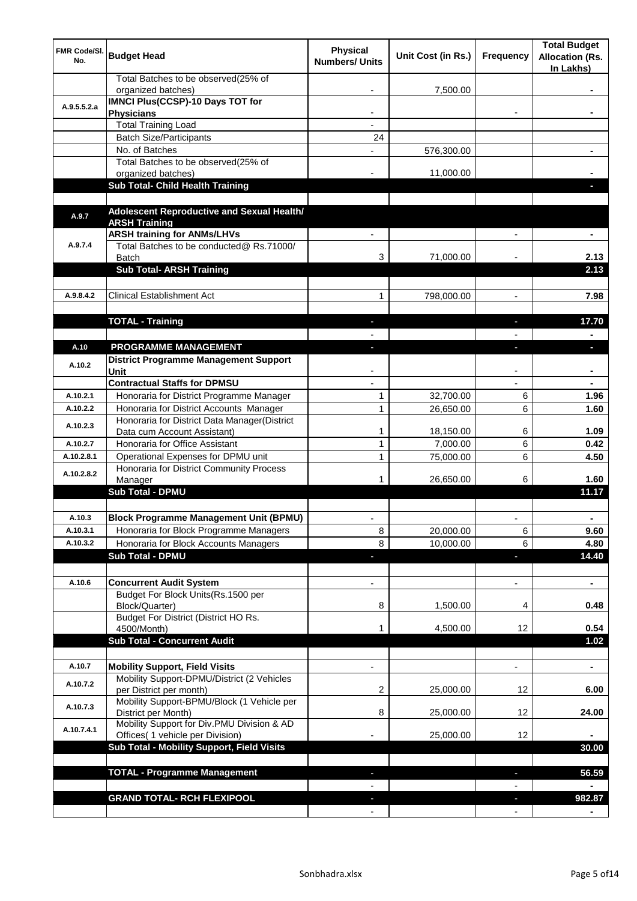| FMR Code/Sl. No. | Budget Head | Physical Numbers/ Units | Unit Cost (in Rs.) | Frequency | Total Budget Allocation (Rs. In Lakhs) |
|---|---|---|---|---|---|
| | Total Batches to be observed(25% of organized batches) | - | 7,500.00 | | - |
| A.9.5.5.2.a | **IMNCI Plus(CCSP)-10 Days TOT for Physicians** | - | | - | - |
| | Total Training Load | - | | | |
| | Batch Size/Participants | 24 | | | |
| | No. of Batches | - | 576,300.00 | | - |
| | Total Batches to be observed(25% of organized batches) | - | 11,000.00 | | - |
| | **Sub Total- Child Health Training** | | | | - |
| | | | | | |
| A.9.7 | **Adolescent Reproductive and Sexual Health/ ARSH Training** | | | | |
| A.9.7.4 | **ARSH training for ANMs/LHVs** | - | | - | - |
| | Total Batches to be conducted@ Rs.71000/ Batch | 3 | 71,000.00 | - | 2.13 |
| | **Sub Total- ARSH Training** | | | | 2.13 |
| | | | | | |
| A.9.8.4.2 | Clinical Establishment Act | 1 | 798,000.00 | - | 7.98 |
| | | | | | |
| | **TOTAL - Training** | - | | - | 17.70 |
| | | - | | - | - |
| A.10 | **PROGRAMME MANAGEMENT** | - | | - | - |
| A.10.2 | **District Programme Management Support Unit** | - | | - | - |
| | **Contractual Staffs for DPMSU** | - | | - | - |
| A.10.2.1 | Honoraria for District Programme Manager | 1 | 32,700.00 | 6 | 1.96 |
| A.10.2.2 | Honoraria for District Accounts Manager | 1 | 26,650.00 | 6 | 1.60 |
| A.10.2.3 | Honoraria for District Data Manager(District Data cum Account Assistant) | 1 | 18,150.00 | 6 | 1.09 |
| A.10.2.7 | Honoraria for Office Assistant | 1 | 7,000.00 | 6 | 0.42 |
| A.10.2.8.1 | Operational Expenses for DPMU unit | 1 | 75,000.00 | 6 | 4.50 |
| A.10.2.8.2 | Honoraria for District Community Process Manager | 1 | 26,650.00 | 6 | 1.60 |
| | **Sub Total - DPMU** | | | | 11.17 |
| | | | | | |
| A.10.3 | **Block Programme Management Unit (BPMU)** | - | | - | - |
| A.10.3.1 | Honoraria for Block Programme Managers | 8 | 20,000.00 | 6 | 9.60 |
| A.10.3.2 | Honoraria for Block Accounts Managers | 8 | 10,000.00 | 6 | 4.80 |
| | **Sub Total - DPMU** | - | | - | 14.40 |
| | | | | | |
| A.10.6 | **Concurrent Audit System** | - | | - | - |
| | Budget For Block Units(Rs.1500 per Block/Quarter) | 8 | 1,500.00 | 4 | 0.48 |
| | Budget For District (District HO Rs. 4500/Month) | 1 | 4,500.00 | 12 | 0.54 |
| | **Sub Total - Concurrent Audit** | | | | 1.02 |
| | | | | | |
| A.10.7 | **Mobility Support, Field Visits** | - | | - | - |
| A.10.7.2 | Mobility Support-DPMU/District (2 Vehicles per District per month) | 2 | 25,000.00 | 12 | 6.00 |
| A.10.7.3 | Mobility Support-BPMU/Block (1 Vehicle per District per Month) | 8 | 25,000.00 | 12 | 24.00 |
| A.10.7.4.1 | Mobility Support for Div.PMU Division & AD Offices( 1 vehicle per Division) | - | 25,000.00 | 12 | - |
| | **Sub Total - Mobility Support, Field Visits** | | | | 30.00 |
| | | | | | |
| | **TOTAL - Programme Management** | - | | - | 56.59 |
| | | - | | - | - |
| | **GRAND TOTAL- RCH FLEXIPOOL** | - | | - | 982.87 |
| | | - | | - | - |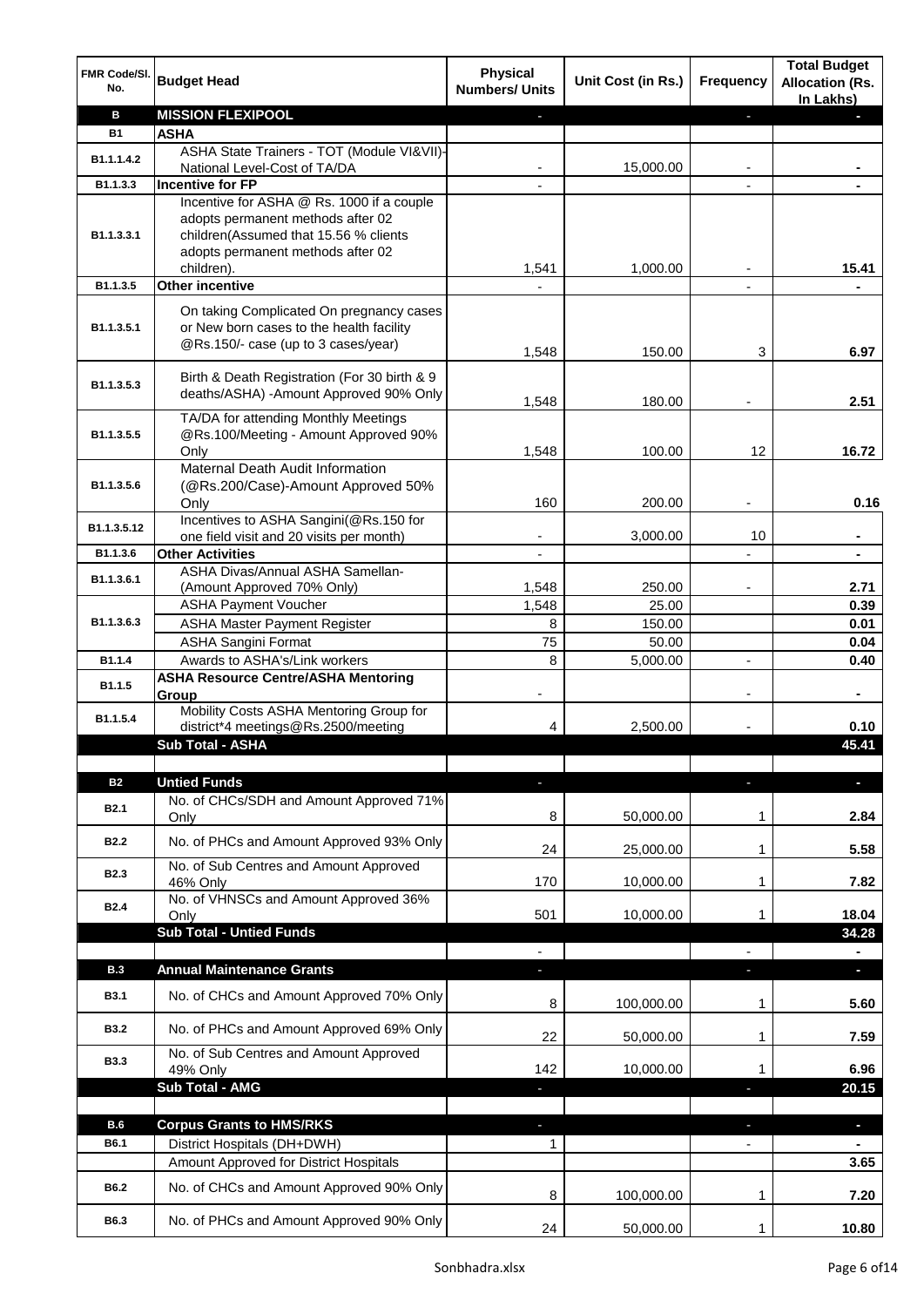| FMR Code/Sl. No. | Budget Head | Physical Numbers/ Units | Unit Cost (in Rs.) | Frequency | Total Budget Allocation (Rs. In Lakhs) |
|---|---|---|---|---|---|
| **B** | **MISSION FLEXIPOOL** | - | | - | - |
| **B1** | **ASHA** | | | | |
| B1.1.1.4.2 | ASHA State Trainers - TOT (Module VI&VII)-National Level-Cost of TA/DA | - | 15,000.00 | - | - |
| B1.1.3.3 | **Incentive for FP** | - | | - | - |
| B1.1.3.3.1 | Incentive for ASHA @ Rs. 1000 if a couple adopts permanent methods after 02 children(Assumed that 15.56 % clients adopts permanent methods after 02 children). | 1,541 | 1,000.00 | - | **15.41** |
| B1.1.3.5 | **Other incentive** | - | | - | - |
| B1.1.3.5.1 | On taking Complicated On pregnancy cases or New born cases to the health facility @Rs.150/- case (up to 3 cases/year) | 1,548 | 150.00 | 3 | **6.97** |
| B1.1.3.5.3 | Birth & Death Registration (For 30 birth & 9 deaths/ASHA) -Amount Approved 90% Only | 1,548 | 180.00 | - | **2.51** |
| B1.1.3.5.5 | TA/DA for attending Monthly Meetings @Rs.100/Meeting - Amount Approved 90% Only | 1,548 | 100.00 | 12 | **16.72** |
| B1.1.3.5.6 | Maternal Death Audit Information (@Rs.200/Case)-Amount Approved 50% Only | 160 | 200.00 | - | **0.16** |
| B1.1.3.5.12 | Incentives to ASHA Sangini(@Rs.150 for one field visit and 20 visits per month) | - | 3,000.00 | 10 | - |
| B1.1.3.6 | **Other Activities** | - | | - | - |
| B1.1.3.6.1 | ASHA Divas/Annual ASHA Samellan-(Amount Approved 70% Only) | 1,548 | 250.00 | - | **2.71** |
| B1.1.3.6.3 | ASHA Payment Voucher | 1,548 | 25.00 | | **0.39** |
| | ASHA Master Payment Register | 8 | 150.00 | | **0.01** |
| | ASHA Sangini Format | 75 | 50.00 | | **0.04** |
| B1.1.4 | Awards to ASHA's/Link workers | 8 | 5,000.00 | - | **0.40** |
| B1.1.5 | **ASHA Resource Centre/ASHA Mentoring Group** | - | | - | - |
| B1.1.5.4 | Mobility Costs ASHA Mentoring Group for district*4 meetings@Rs.2500/meeting | 4 | 2,500.00 | - | **0.10** |
| | **Sub Total - ASHA** | | | | **45.41** |
| | | | | | |
| **B2** | **Untied Funds** | - | | - | - |
| B2.1 | No. of CHCs/SDH and Amount Approved 71% Only | 8 | 50,000.00 | 1 | **2.84** |
| B2.2 | No. of PHCs and Amount Approved 93% Only | 24 | 25,000.00 | 1 | **5.58** |
| B2.3 | No. of Sub Centres and Amount Approved 46% Only | 170 | 10,000.00 | 1 | **7.82** |
| B2.4 | No. of VHNSCs and Amount Approved 36% Only | 501 | 10,000.00 | 1 | **18.04** |
| | **Sub Total - Untied Funds** | | | | **34.28** |
| | | - | | - | - |
| **B.3** | **Annual Maintenance Grants** | - | | - | - |
| B3.1 | No. of CHCs and Amount Approved 70% Only | 8 | 100,000.00 | 1 | **5.60** |
| B3.2 | No. of PHCs and Amount Approved 69% Only | 22 | 50,000.00 | 1 | **7.59** |
| B3.3 | No. of Sub Centres and Amount Approved 49% Only | 142 | 10,000.00 | 1 | **6.96** |
| | **Sub Total - AMG** | - | | - | **20.15** |
| | | | | | |
| **B.6** | **Corpus Grants to HMS/RKS** | - | | - | - |
| B6.1 | District Hospitals (DH+DWH) | 1 | | - | - |
| | Amount Approved for District Hospitals | | | | **3.65** |
| B6.2 | No. of CHCs and Amount Approved 90% Only | 8 | 100,000.00 | 1 | **7.20** |
| B6.3 | No. of PHCs and Amount Approved 90% Only | 24 | 50,000.00 | 1 | **10.80** |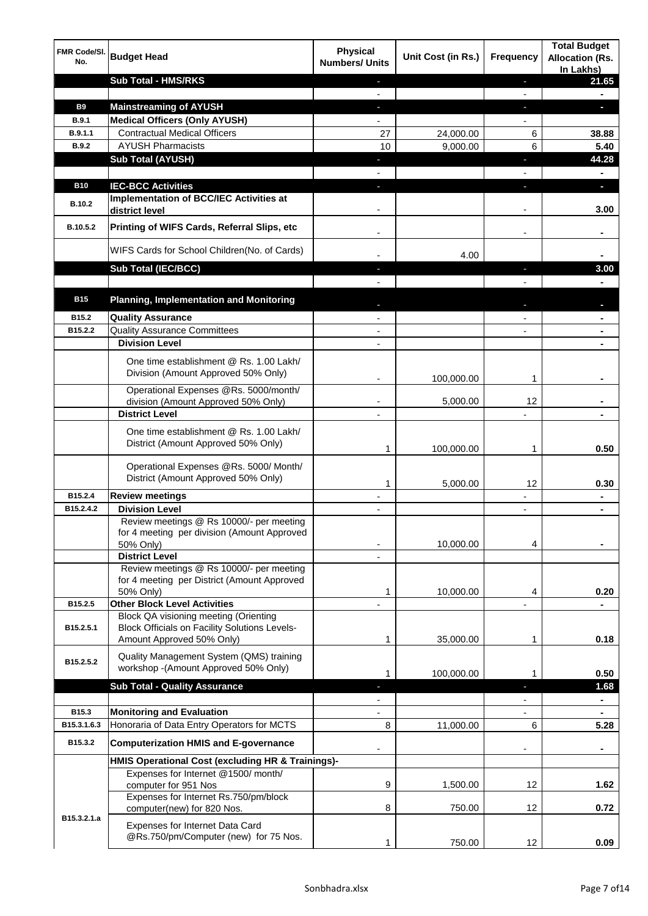| FMR Code/Sl. No. | Budget Head | Physical Numbers/ Units | Unit Cost (in Rs.) | Frequency | Total Budget Allocation (Rs. In Lakhs) |
|---|---|---|---|---|---|
| | **Sub Total - HMS/RKS** | - | | - | **21.65** |
| | | - | | - | - |
| **B9** | **Mainstreaming of AYUSH** | - | | - | - |
| **B.9.1** | **Medical Officers (Only AYUSH)** | - | | - | |
| **B.9.1.1** | Contractual Medical Officers | 27 | 24,000.00 | 6 | **38.88** |
| **B.9.2** | AYUSH Pharmacists | 10 | 9,000.00 | 6 | **5.40** |
| | **Sub Total (AYUSH)** | - | | - | **44.28** |
| | | - | | - | - |
| **B10** | **IEC-BCC Activities** | - | | - | - |
| **B.10.2** | **Implementation of BCC/IEC Activities at district level** | - | | - | **3.00** |
| **B.10.5.2** | **Printing of WIFS Cards, Referral Slips, etc** | - | | - | - |
| | WIFS Cards for School Children(No. of Cards) | - | 4.00 | | - |
| | **Sub Total (IEC/BCC)** | - | | - | **3.00** |
| | | - | | - | - |
| **B15** | **Planning, Implementation and Monitoring** | - | | - | - |
| **B15.2** | **Quality Assurance** | - | | - | - |
| **B15.2.2** | Quality Assurance Committees | - | | - | - |
| | **Division Level** | - | | | - |
| | One time establishment @ Rs. 1.00 Lakh/ Division (Amount Approved 50% Only) | - | 100,000.00 | 1 | - |
| | Operational Expenses @Rs. 5000/month/ division (Amount Approved 50% Only) | - | 5,000.00 | 12 | - |
| | **District Level** | - | | - | - |
| | One time establishment @ Rs. 1.00 Lakh/ District (Amount Approved 50% Only) | 1 | 100,000.00 | 1 | **0.50** |
| | Operational Expenses @Rs. 5000/ Month/ District (Amount Approved 50% Only) | 1 | 5,000.00 | 12 | **0.30** |
| **B15.2.4** | **Review meetings** | - | | - | - |
| **B15.2.4.2** | **Division Level** | - | | - | - |
| | Review meetings @ Rs 10000/- per meeting for 4 meeting per division (Amount Approved 50% Only) | - | 10,000.00 | 4 | - |
| | **District Level** | - | | | |
| | Review meetings @ Rs 10000/- per meeting for 4 meeting per District (Amount Approved 50% Only) | 1 | 10,000.00 | 4 | **0.20** |
| **B15.2.5** | **Other Block Level Activities** | - | | - | - |
| **B15.2.5.1** | Block QA visioning meeting (Orienting Block Officials on Facility Solutions Levels- Amount Approved 50% Only) | 1 | 35,000.00 | 1 | **0.18** |
| **B15.2.5.2** | Quality Management System (QMS) training workshop -(Amount Approved 50% Only) | 1 | 100,000.00 | 1 | **0.50** |
| | **Sub Total - Quality Assurance** | - | | - | **1.68** |
| | | - | | - | - |
| **B15.3** | **Monitoring and Evaluation** | - | | - | - |
| **B15.3.1.6.3** | Honoraria of Data Entry Operators for MCTS | 8 | 11,000.00 | 6 | **5.28** |
| **B15.3.2** | **Computerization HMIS and E-governance** | - | | - | - |
| | **HMIS Operational Cost (excluding HR & Trainings)-** | | | | |
| B15.3.2.1.a | Expenses for Internet @1500/ month/ computer for 951 Nos | 9 | 1,500.00 | 12 | **1.62** |
| | Expenses for Internet Rs.750/pm/block computer(new) for 820 Nos. | 8 | 750.00 | 12 | **0.72** |
| | Expenses for Internet Data Card @Rs.750/pm/Computer (new) for 75 Nos. | 1 | 750.00 | 12 | **0.09** |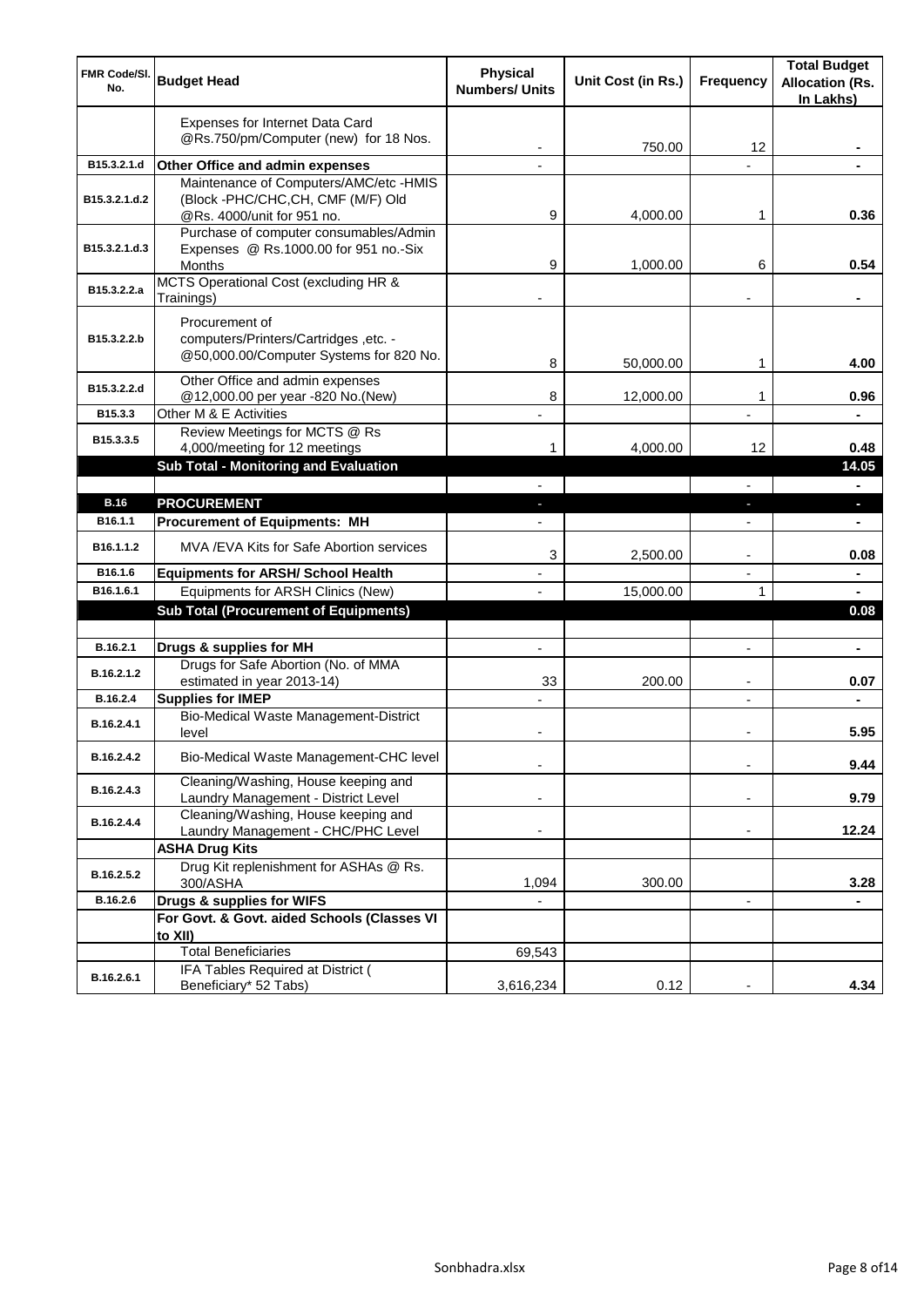| FMR Code/Sl. No. | Budget Head | Physical Numbers/ Units | Unit Cost (in Rs.) | Frequency | Total Budget Allocation (Rs. In Lakhs) |
|---|---|---|---|---|---|
| | Expenses for Internet Data Card @Rs.750/pm/Computer (new) for 18 Nos. | - | 750.00 | 12 | - |
| B15.3.2.1.d | **Other Office and admin expenses** | - | | - | - |
| B15.3.2.1.d.2 | Maintenance of Computers/AMC/etc -HMIS (Block -PHC/CHC,CH, CMF (M/F) Old @Rs. 4000/unit for 951 no. | 9 | 4,000.00 | 1 | 0.36 |
| B15.3.2.1.d.3 | Purchase of computer consumables/Admin Expenses @ Rs.1000.00 for 951 no.-Six Months | 9 | 1,000.00 | 6 | 0.54 |
| B15.3.2.2.a | MCTS Operational Cost (excluding HR & Trainings) | - | | - | - |
| B15.3.2.2.b | Procurement of computers/Printers/Cartridges ,etc. - @50,000.00/Computer Systems for 820 No. | 8 | 50,000.00 | 1 | 4.00 |
| B15.3.2.2.d | Other Office and admin expenses @12,000.00 per year -820 No.(New) | 8 | 12,000.00 | 1 | 0.96 |
| B15.3.3 | Other M & E Activities | - | | - | - |
| B15.3.3.5 | Review Meetings for MCTS @ Rs 4,000/meeting for 12 meetings | 1 | 4,000.00 | 12 | 0.48 |
| | **Sub Total - Monitoring and Evaluation** | | | | **14.05** |
| | | - | | - | - |
| **B.16** | **PROCUREMENT** | - | | - | - |
| B16.1.1 | **Procurement of Equipments: MH** | - | | - | - |
| B16.1.1.2 | MVA /EVA Kits for Safe Abortion services | 3 | 2,500.00 | - | 0.08 |
| B16.1.6 | **Equipments for ARSH/ School Health** | - | | - | - |
| B16.1.6.1 | Equipments for ARSH Clinics (New) | - | 15,000.00 | 1 | - |
| | **Sub Total (Procurement of Equipments)** | | | | **0.08** |
| | | | | | |
| B.16.2.1 | **Drugs & supplies for MH** | - | | - | - |
| B.16.2.1.2 | Drugs for Safe Abortion (No. of MMA estimated in year 2013-14) | 33 | 200.00 | - | 0.07 |
| B.16.2.4 | **Supplies for IMEP** | - | | - | - |
| B.16.2.4.1 | Bio-Medical Waste Management-District level | - | | - | 5.95 |
| B.16.2.4.2 | Bio-Medical Waste Management-CHC level | - | | - | 9.44 |
| B.16.2.4.3 | Cleaning/Washing, House keeping and Laundry Management - District Level | - | | - | 9.79 |
| B.16.2.4.4 | Cleaning/Washing, House keeping and Laundry Management - CHC/PHC Level | - | | - | 12.24 |
| | **ASHA Drug Kits** | | | | |
| B.16.2.5.2 | Drug Kit replenishment for ASHAs @ Rs. 300/ASHA | 1,094 | 300.00 | | 3.28 |
| B.16.2.6 | **Drugs & supplies for WIFS** | - | | - | - |
| | **For Govt. & Govt. aided Schools (Classes VI to XII)** | | | | |
| | Total Beneficiaries | 69,543 | | | |
| B.16.2.6.1 | IFA Tables Required at District ( Beneficiary* 52 Tabs) | 3,616,234 | 0.12 | - | 4.34 |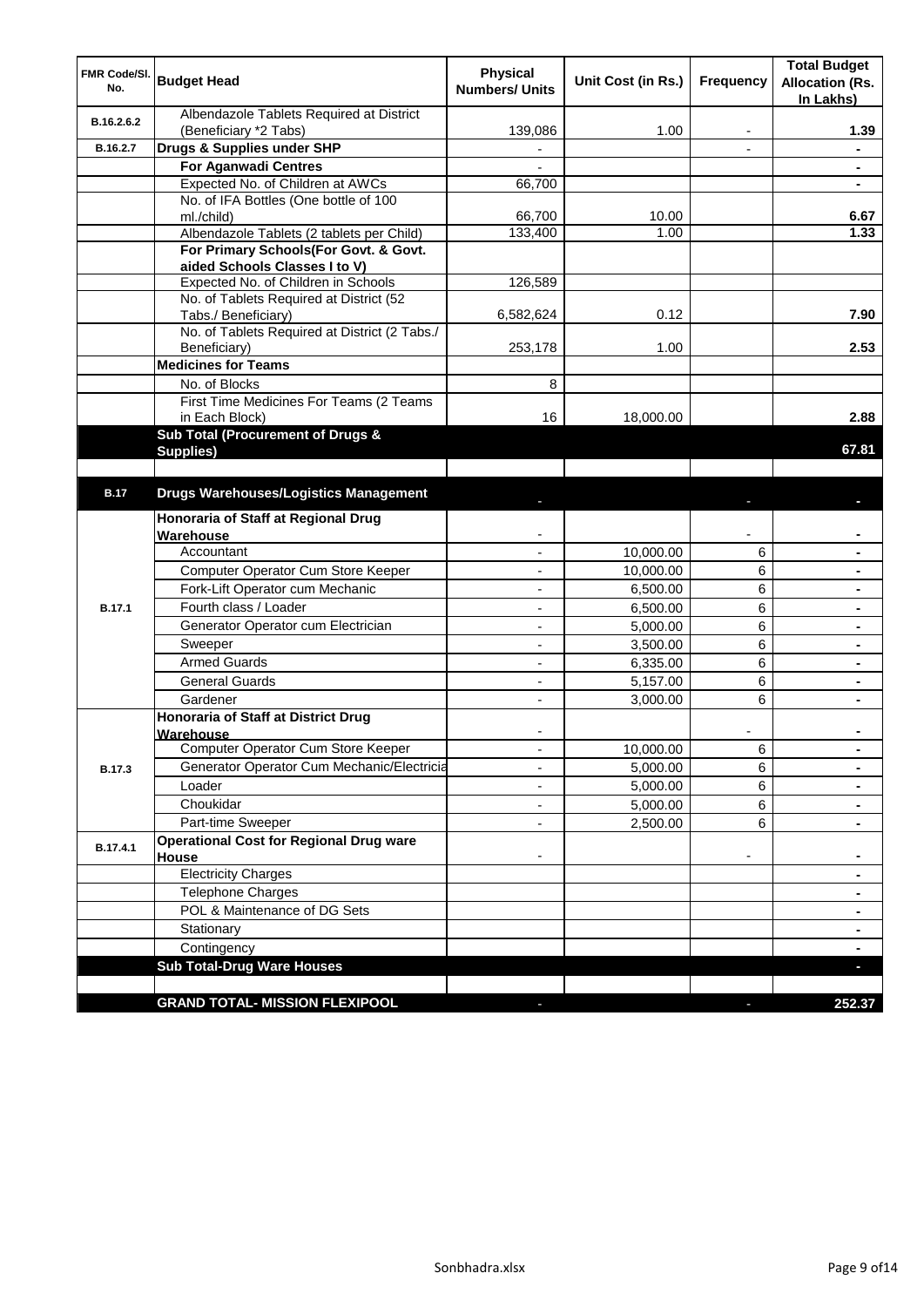| FMR Code/Sl. No. | Budget Head | Physical Numbers/ Units | Unit Cost (in Rs.) | Frequency | Total Budget Allocation (Rs. In Lakhs) |
|---|---|---|---|---|---|
| B.16.2.6.2 | Albendazole Tablets Required at District (Beneficiary *2 Tabs) | 139,086 | 1.00 | - | **1.39** |
| B.16.2.7 | **Drugs & Supplies under SHP** | - | | - | **-** |
| | **For Aganwadi Centres** | - | | | **-** |
| | Expected No. of Children at AWCs | 66,700 | | | **-** |
| | No. of IFA Bottles (One bottle of 100 ml./child) | 66,700 | 10.00 | | **6.67** |
| | Albendazole Tablets (2 tablets per Child) | 133,400 | 1.00 | | **1.33** |
| | **For Primary Schools(For Govt. & Govt. aided Schools Classes I to V)** | | | | |
| | Expected No. of Children in Schools | 126,589 | | | |
| | No. of Tablets Required at District (52 Tabs./ Beneficiary) | 6,582,624 | 0.12 | | **7.90** |
| | No. of Tablets Required at District (2 Tabs./ Beneficiary) | 253,178 | 1.00 | | **2.53** |
| | **Medicines for Teams** | | | | |
| | No. of Blocks | 8 | | | |
| | First Time Medicines For Teams (2 Teams in Each Block) | 16 | 18,000.00 | | **2.88** |
| | **Sub Total (Procurement of Drugs & Supplies)** | | | | **67.81** |
| | | | | | |
| **B.17** | **Drugs Warehouses/Logistics Management** | - | | - | **-** |
| B.17.1 | **Honoraria of Staff at Regional Drug Warehouse** | - | | - | **-** |
| | Accountant | - | 10,000.00 | 6 | **-** |
| | Computer Operator Cum Store Keeper | - | 10,000.00 | 6 | **-** |
| | Fork-Lift Operator cum Mechanic | - | 6,500.00 | 6 | **-** |
| | Fourth class / Loader | - | 6,500.00 | 6 | **-** |
| | Generator Operator cum Electrician | - | 5,000.00 | 6 | **-** |
| | Sweeper | - | 3,500.00 | 6 | **-** |
| | Armed Guards | - | 6,335.00 | 6 | **-** |
| | General Guards | - | 5,157.00 | 6 | **-** |
| | Gardener | - | 3,000.00 | 6 | **-** |
| B.17.3 | **Honoraria of Staff at District Drug Warehouse** | - | | - | **-** |
| | Computer Operator Cum Store Keeper | - | 10,000.00 | 6 | **-** |
| | Generator Operator Cum Mechanic/Electricia | - | 5,000.00 | 6 | **-** |
| | Loader | - | 5,000.00 | 6 | **-** |
| | Choukidar | - | 5,000.00 | 6 | **-** |
| | Part-time Sweeper | - | 2,500.00 | 6 | **-** |
| B.17.4.1 | **Operational Cost for Regional Drug ware House** | - | | - | **-** |
| | Electricity Charges | | | | **-** |
| | Telephone Charges | | | | **-** |
| | POL & Maintenance of DG Sets | | | | **-** |
| | Stationary | | | | **-** |
| | Contingency | | | | **-** |
| | **Sub Total-Drug Ware Houses** | | | | **-** |
| | | | | | |
| | **GRAND TOTAL- MISSION FLEXIPOOL** | - | | - | **252.37** |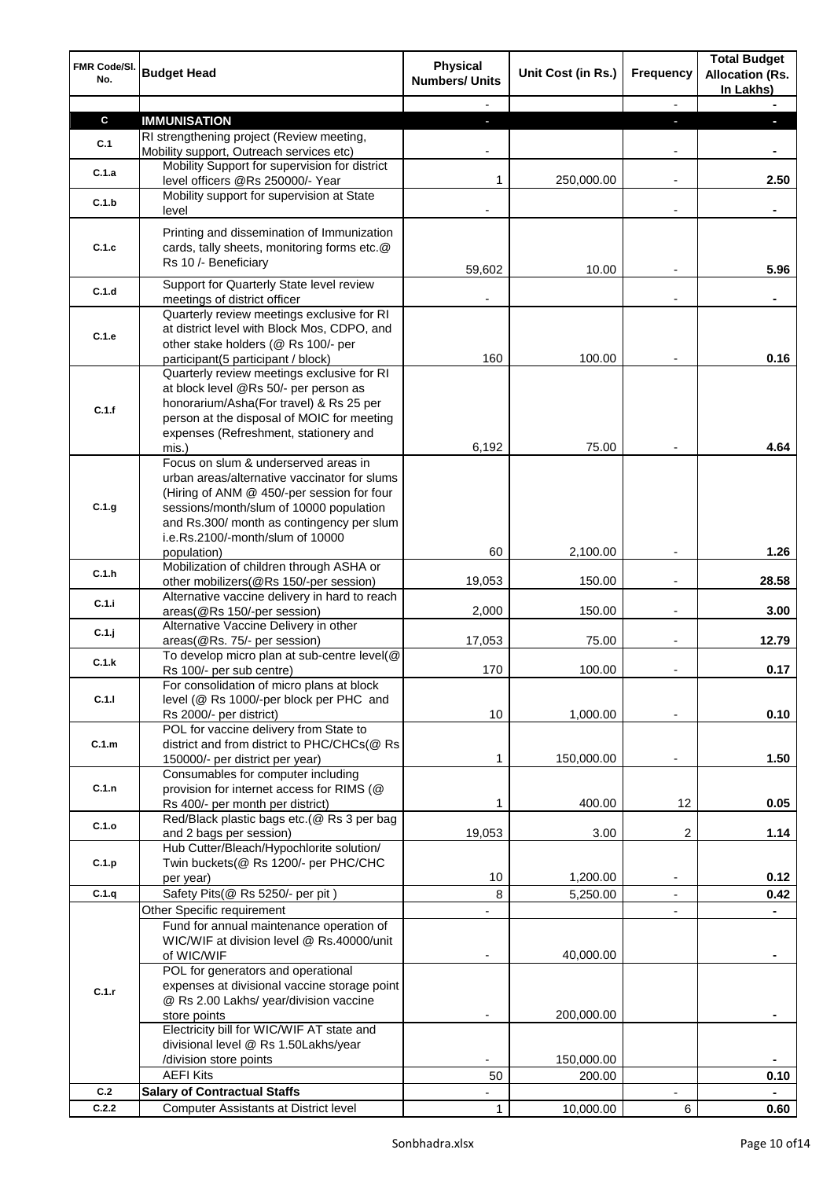| FMR Code/Sl. No. | Budget Head | Physical Numbers/ Units | Unit Cost (in Rs.) | Frequency | Total Budget Allocation (Rs. In Lakhs) |
|---|---|---|---|---|---|
| | | - | | - | - |
| **C** | **IMMUNISATION** | - | | - | - |
| C.1 | RI strengthening project (Review meeting, Mobility support, Outreach services etc) | - | | - | - |
| C.1.a | Mobility Support for supervision for district level officers @Rs 250000/- Year | 1 | 250,000.00 | - | 2.50 |
| C.1.b | Mobility support for supervision at State level | - | | - | - |
| C.1.c | Printing and dissemination of Immunization cards, tally sheets, monitoring forms etc.@ Rs 10 /- Beneficiary | 59,602 | 10.00 | - | 5.96 |
| C.1.d | Support for Quarterly State level review meetings of district officer | - | | - | - |
| C.1.e | Quarterly review meetings exclusive for RI at district level with Block Mos, CDPO, and other stake holders (@ Rs 100/- per participant(5 participant / block) | 160 | 100.00 | - | 0.16 |
| C.1.f | Quarterly review meetings exclusive for RI at block level @Rs 50/- per person as honorarium/Asha(For travel) & Rs 25 per person at the disposal of MOIC for meeting expenses (Refreshment, stationery and mis.) | 6,192 | 75.00 | - | 4.64 |
| C.1.g | Focus on slum & underserved areas in urban areas/alternative vaccinator for slums (Hiring of ANM @ 450/-per session for four sessions/month/slum of 10000 population and Rs.300/ month as contingency per slum i.e.Rs.2100/-month/slum of 10000 population) | 60 | 2,100.00 | - | 1.26 |
| C.1.h | Mobilization of children through ASHA or other mobilizers(@Rs 150/-per session) | 19,053 | 150.00 | - | 28.58 |
| C.1.i | Alternative vaccine delivery in hard to reach areas(@Rs 150/-per session) | 2,000 | 150.00 | - | 3.00 |
| C.1.j | Alternative Vaccine Delivery in other areas(@Rs. 75/- per session) | 17,053 | 75.00 | - | 12.79 |
| C.1.k | To develop micro plan at sub-centre level(@ Rs 100/- per sub centre) | 170 | 100.00 | - | 0.17 |
| C.1.l | For consolidation of micro plans at block level (@ Rs 1000/-per block per PHC and Rs 2000/- per district) | 10 | 1,000.00 | - | 0.10 |
| C.1.m | POL for vaccine delivery from State to district and from district to PHC/CHCs(@ Rs 150000/- per district per year) | 1 | 150,000.00 | - | 1.50 |
| C.1.n | Consumables for computer including provision for internet access for RIMS (@ Rs 400/- per month per district) | 1 | 400.00 | 12 | 0.05 |
| C.1.o | Red/Black plastic bags etc.(@ Rs 3 per bag and 2 bags per session) | 19,053 | 3.00 | 2 | 1.14 |
| C.1.p | Hub Cutter/Bleach/Hypochlorite solution/ Twin buckets(@ Rs 1200/- per PHC/CHC per year) | 10 | 1,200.00 | - | 0.12 |
| C.1.q | Safety Pits(@ Rs 5250/- per pit ) | 8 | 5,250.00 | - | 0.42 |
| C.1.r | Other Specific requirement | - | | - | - |
| | Fund for annual maintenance operation of WIC/WIF at division level @ Rs.40000/unit of WIC/WIF | - | 40,000.00 | | - |
| | POL for generators and operational expenses at divisional vaccine storage point @ Rs 2.00 Lakhs/ year/division vaccine store points | - | 200,000.00 | | - |
| | Electricity bill for WIC/WIF AT state and divisional level @ Rs 1.50Lakhs/year /division store points | - | 150,000.00 | | - |
| | AEFI Kits | 50 | 200.00 | | 0.10 |
| C.2 | **Salary of Contractual Staffs** | - | | - | - |
| C.2.2 | Computer Assistants at District level | 1 | 10,000.00 | 6 | 0.60 |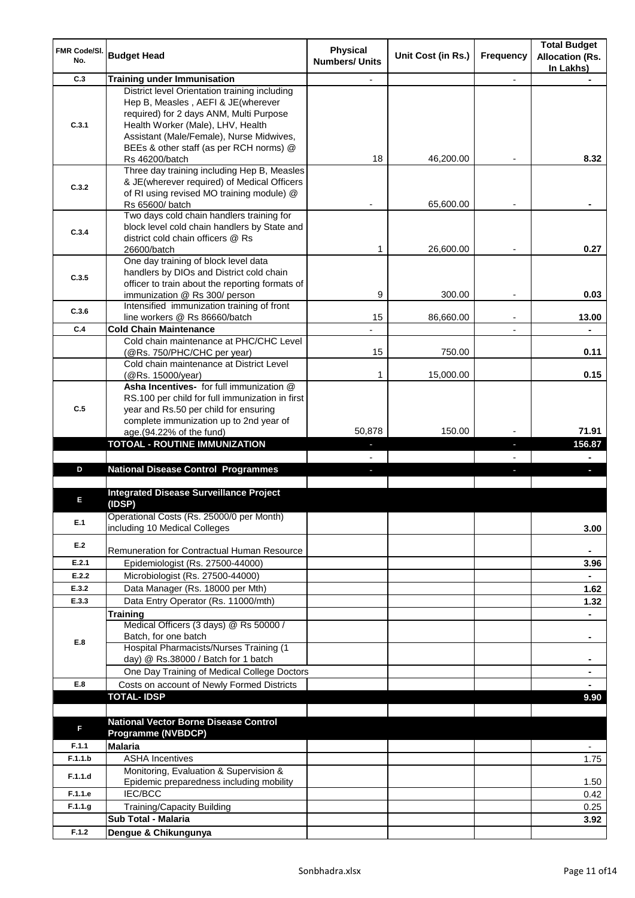| FMR Code/Sl. No. | Budget Head | Physical Numbers/ Units | Unit Cost (in Rs.) | Frequency | Total Budget Allocation (Rs. In Lakhs) |
|---|---|---|---|---|---|
| C.3 | **Training under Immunisation** | - | | - | - |
| C.3.1 | District level Orientation training including Hep B, Measles , AEFI & JE(wherever required) for 2 days ANM, Multi Purpose Health Worker (Male), LHV, Health Assistant (Male/Female), Nurse Midwives, BEEs & other staff (as per RCH norms) @ Rs 46200/batch | 18 | 46,200.00 | - | 8.32 |
| C.3.2 | Three day training including Hep B, Measles & JE(wherever required) of Medical Officers of RI using revised MO training module) @ Rs 65600/ batch | - | 65,600.00 | - | - |
| C.3.4 | Two days cold chain handlers training for block level cold chain handlers by State and district cold chain officers @ Rs 26600/batch | 1 | 26,600.00 | - | 0.27 |
| C.3.5 | One day training of block level data handlers by DIOs and District cold chain officer to train about the reporting formats of immunization @ Rs 300/ person | 9 | 300.00 | - | 0.03 |
| C.3.6 | Intensified immunization training of front line workers @ Rs 86660/batch | 15 | 86,660.00 | - | 13.00 |
| C.4 | **Cold Chain Maintenance** | - | | - | - |
| | Cold chain maintenance at PHC/CHC Level (@Rs. 750/PHC/CHC per year) | 15 | 750.00 | | 0.11 |
| | Cold chain maintenance at District Level (@Rs. 15000/year) | 1 | 15,000.00 | | 0.15 |
| C.5 | **Asha Incentives-** for full immunization @ RS.100 per child for full immunization in first year and Rs.50 per child for ensuring complete immunization up to 2nd year of age.(94.22% of the fund) | 50,878 | 150.00 | - | 71.91 |
| | **TOTOAL - ROUTINE IMMUNIZATION** | - | | - | **156.87** |
| | | - | | - | - |
| D | **National Disease Control Programmes** | - | | - | - |
| | | | | | |
| E | **Integrated Disease Surveillance Project (IDSP)** | | | | |
| E.1 | Operational Costs (Rs. 25000/0 per Month) including 10 Medical Colleges | | | | 3.00 |
| E.2 | Remuneration for Contractual Human Resource | | | | - |
| E.2.1 | Epidemiologist (Rs. 27500-44000) | | | | 3.96 |
| E.2.2 | Microbiologist (Rs. 27500-44000) | | | | - |
| E.3.2 | Data Manager (Rs. 18000 per Mth) | | | | 1.62 |
| E.3.3 | Data Entry Operator (Rs. 11000/mth) | | | | 1.32 |
| E.8 | **Training** | | | | - |
| | Medical Officers (3 days) @ Rs 50000 / Batch, for one batch | | | | - |
| | Hospital Pharmacists/Nurses Training (1 day) @ Rs.38000 / Batch for 1 batch | | | | - |
| | One Day Training of Medical College Doctors | | | | - |
| E.8 | Costs on account of Newly Formed Districts | | | | - |
| | **TOTAL- IDSP** | | | | **9.90** |
| | | | | | |
| F | **National Vector Borne Disease Control Programme (NVBDCP)** | | | | |
| F.1.1 | **Malaria** | | | | - |
| F.1.1.b | ASHA Incentives | | | | 1.75 |
| F.1.1.d | Monitoring, Evaluation & Supervision & Epidemic preparedness including mobility | | | | 1.50 |
| F.1.1.e | IEC/BCC | | | | 0.42 |
| F.1.1.g | Training/Capacity Building | | | | 0.25 |
| | **Sub Total - Malaria** | | | | **3.92** |
| F.1.2 | **Dengue & Chikungunya** | | | | |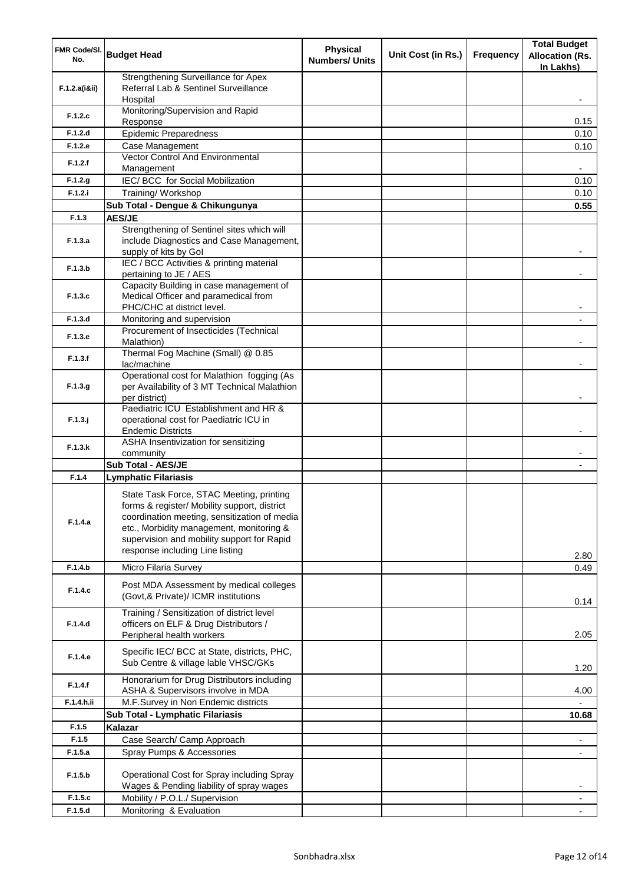| FMR Code/Sl. No. | Budget Head | Physical Numbers/ Units | Unit Cost (in Rs.) | Frequency | Total Budget Allocation (Rs. In Lakhs) |
|---|---|---|---|---|---|
| F.1.2.a(i&ii) | Strengthening Surveillance for Apex Referral Lab & Sentinel Surveillance Hospital | | | | - |
| F.1.2.c | Monitoring/Supervision and Rapid Response | | | | 0.15 |
| F.1.2.d | Epidemic Preparedness | | | | 0.10 |
| F.1.2.e | Case Management | | | | 0.10 |
| F.1.2.f | Vector Control And Environmental Management | | | | - |
| F.1.2.g | IEC/ BCC for Social Mobilization | | | | 0.10 |
| F.1.2.i | Training/ Workshop | | | | 0.10 |
| | **Sub Total - Dengue & Chikungunya** | | | | **0.55** |
| F.1.3 | **AES/JE** | | | | |
| F.1.3.a | Strengthening of Sentinel sites which will include Diagnostics and Case Management, supply of kits by GoI | | | | - |
| F.1.3.b | IEC / BCC Activities & printing material pertaining to JE / AES | | | | - |
| F.1.3.c | Capacity Building in case management of Medical Officer and paramedical from PHC/CHC at district level. | | | | - |
| F.1.3.d | Monitoring and supervision | | | | - |
| F.1.3.e | Procurement of Insecticides (Technical Malathion) | | | | - |
| F.1.3.f | Thermal Fog Machine (Small) @ 0.85 lac/machine | | | | - |
| F.1.3.g | Operational cost for Malathion fogging (As per Availability of 3 MT Technical Malathion per district) | | | | - |
| F.1.3.j | Paediatric ICU Establishment and HR & operational cost for Paediatric ICU in Endemic Districts | | | | - |
| F.1.3.k | ASHA Insentivization for sensitizing community | | | | - |
| | **Sub Total - AES/JE** | | | | **-** |
| F.1.4 | **Lymphatic Filariasis** | | | | |
| F.1.4.a | State Task Force, STAC Meeting, printing forms & register/ Mobility support, district coordination meeting, sensitization of media etc., Morbidity management, monitoring & supervision and mobility support for Rapid response including Line listing | | | | 2.80 |
| F.1.4.b | Micro Filaria Survey | | | | 0.49 |
| F.1.4.c | Post MDA Assessment by medical colleges (Govt,& Private)/ ICMR institutions | | | | 0.14 |
| F.1.4.d | Training / Sensitization of district level officers on ELF & Drug Distributors / Peripheral health workers | | | | 2.05 |
| F.1.4.e | Specific IEC/ BCC at State, districts, PHC, Sub Centre & village lable VHSC/GKs | | | | 1.20 |
| F.1.4.f | Honorarium for Drug Distributors including ASHA & Supervisors involve in MDA | | | | 4.00 |
| F.1.4.h.ii | M.F.Survey in Non Endemic districts | | | | - |
| | **Sub Total - Lymphatic Filariasis** | | | | **10.68** |
| F.1.5 | **Kalazar** | | | | |
| F.1.5 | Case Search/ Camp Approach | | | | - |
| F.1.5.a | Spray Pumps & Accessories | | | | - |
| F.1.5.b | Operational Cost for Spray including Spray Wages & Pending liability of spray wages | | | | - |
| F.1.5.c | Mobility / P.O.L./ Supervision | | | | - |
| F.1.5.d | Monitoring & Evaluation | | | | - |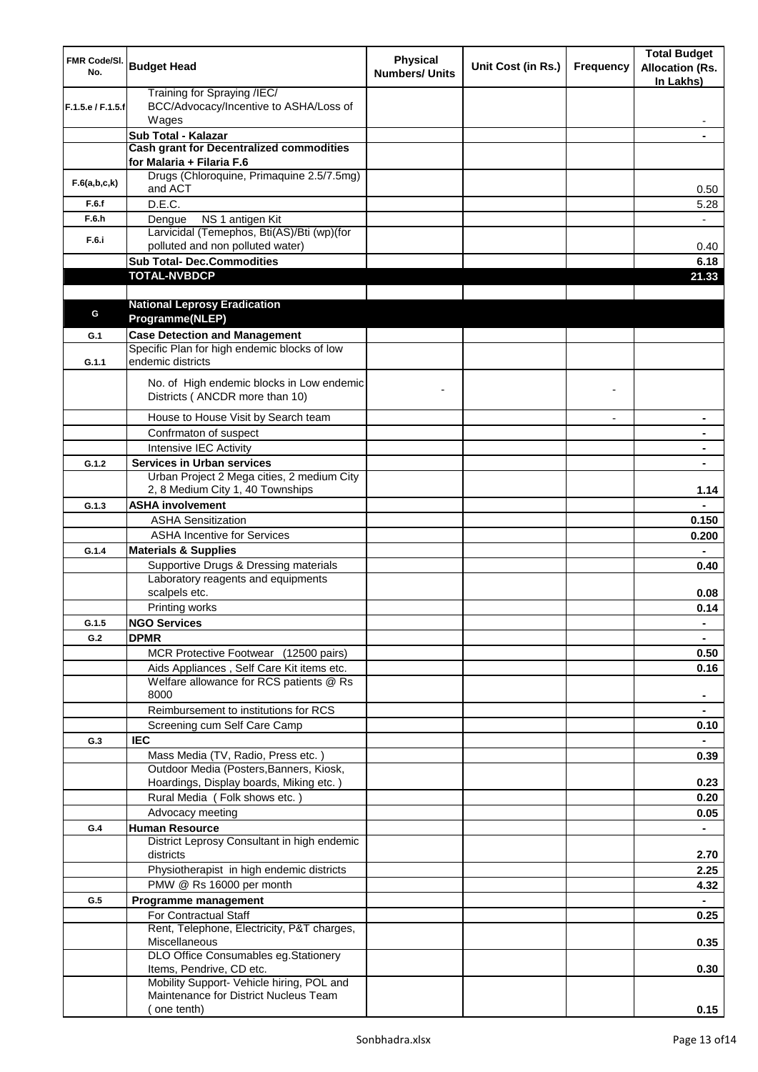| FMR Code/Sl. No. | Budget Head | Physical Numbers/ Units | Unit Cost (in Rs.) | Frequency | Total Budget Allocation (Rs. In Lakhs) |
|---|---|---|---|---|---|
| F.1.5.e / F.1.5.f | Training for Spraying /IEC/ BCC/Advocacy/Incentive to ASHA/Loss of Wages | | | | - |
| | **Sub Total - Kalazar** | | | | **-** |
| | **Cash grant for Decentralized commodities for Malaria + Filaria F.6** | | | | |
| F.6(a,b,c,k) | Drugs (Chloroquine, Primaquine 2.5/7.5mg) and ACT | | | | 0.50 |
| F.6.f | D.E.C. | | | | 5.28 |
| F.6.h | Dengue NS 1 antigen Kit | | | | - |
| F.6.i | Larvicidal (Temephos, Bti(AS)/Bti (wp)(for polluted and non polluted water) | | | | 0.40 |
| | **Sub Total- Dec.Commodities** | | | | **6.18** |
| | **TOTAL-NVBDCP** | | | | **21.33** |
| | | | | | |
| G | **National Leprosy Eradication Programme(NLEP)** | | | | |
| G.1 | **Case Detection and Management** | | | | |
| G.1.1 | Specific Plan for high endemic blocks of low endemic districts | | | | |
| | No. of High endemic blocks in Low endemic Districts ( ANCDR more than 10) | - | | - | |
| | House to House Visit by Search team | | | - | - |
| | Confrmaton of suspect | | | | - |
| | Intensive IEC Activity | | | | - |
| G.1.2 | **Services in Urban services** | | | | - |
| | Urban Project 2 Mega cities, 2 medium City 2, 8 Medium City 1, 40 Townships | | | | 1.14 |
| G.1.3 | **ASHA involvement** | | | | - |
| | ASHA Sensitization | | | | 0.150 |
| | ASHA Incentive for Services | | | | 0.200 |
| G.1.4 | **Materials & Supplies** | | | | - |
| | Supportive Drugs & Dressing materials | | | | 0.40 |
| | Laboratory reagents and equipments scalpels etc. | | | | 0.08 |
| | Printing works | | | | 0.14 |
| G.1.5 | **NGO Services** | | | | - |
| G.2 | **DPMR** | | | | - |
| | MCR Protective Footwear (12500 pairs) | | | | 0.50 |
| | Aids Appliances , Self Care Kit items etc. | | | | 0.16 |
| | Welfare allowance for RCS patients @ Rs 8000 | | | | - |
| | Reimbursement to institutions for RCS | | | | - |
| | Screening cum Self Care Camp | | | | 0.10 |
| G.3 | **IEC** | | | | - |
| | Mass Media (TV, Radio, Press etc. ) | | | | 0.39 |
| | Outdoor Media (Posters,Banners, Kiosk, Hoardings, Display boards, Miking etc. ) | | | | 0.23 |
| | Rural Media ( Folk shows etc. ) | | | | 0.20 |
| | Advocacy meeting | | | | 0.05 |
| G.4 | **Human Resource** | | | | - |
| | District Leprosy Consultant in high endemic districts | | | | 2.70 |
| | Physiotherapist in high endemic districts | | | | 2.25 |
| | PMW @ Rs 16000 per month | | | | 4.32 |
| G.5 | **Programme management** | | | | - |
| | For Contractual Staff | | | | 0.25 |
| | Rent, Telephone, Electricity, P&T charges, Miscellaneous | | | | 0.35 |
| | DLO Office Consumables eg.Stationery Items, Pendrive, CD etc. | | | | 0.30 |
| | Mobility Support- Vehicle hiring, POL and Maintenance for District Nucleus Team ( one tenth) | | | | 0.15 |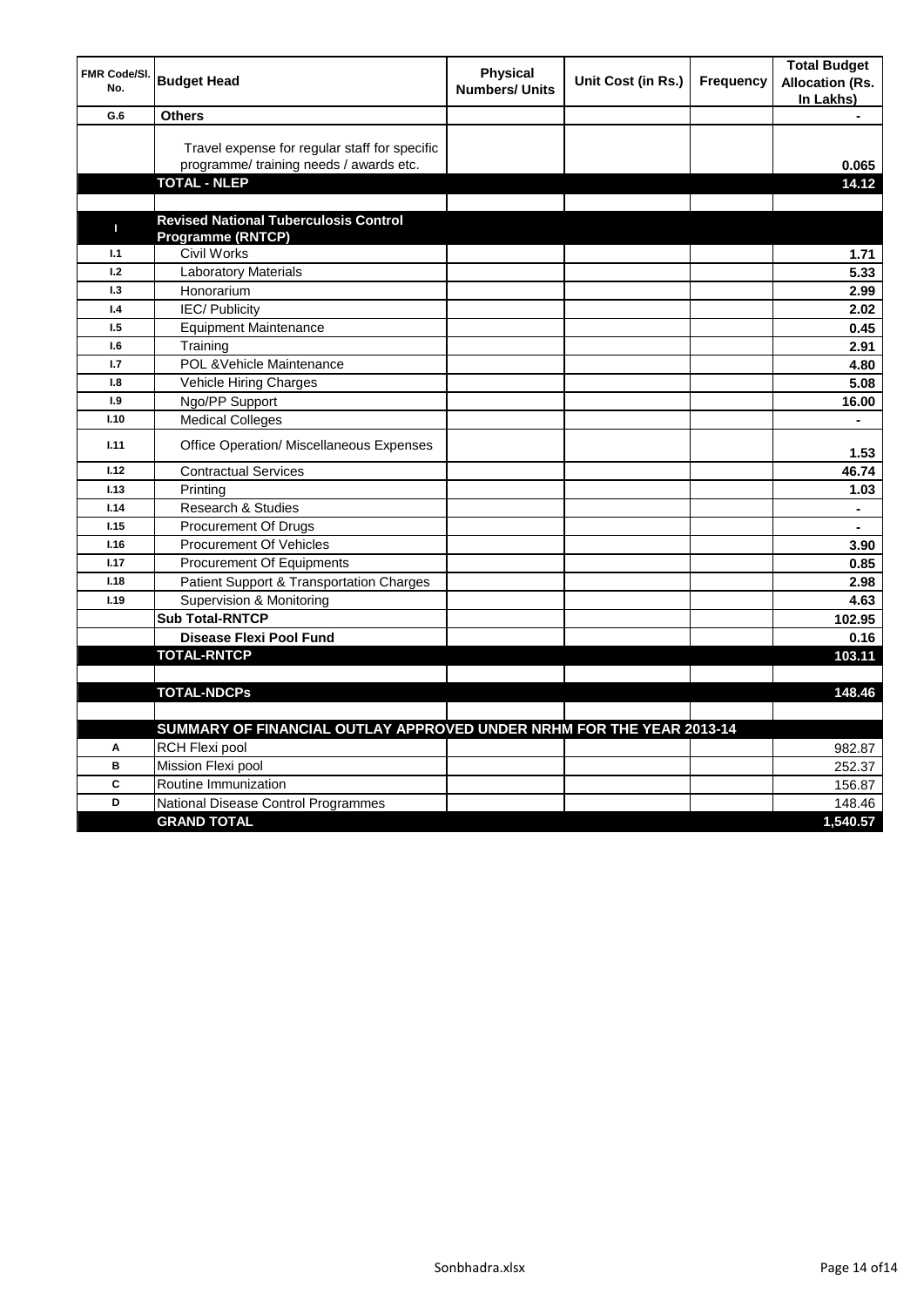| FMR Code/Sl. No. | Budget Head | Physical Numbers/ Units | Unit Cost (in Rs.) | Frequency | Total Budget Allocation (Rs. In Lakhs) |
|---|---|---|---|---|---|
| G.6 | **Others** | | | | - |
| | Travel expense for regular staff for specific programme/ training needs / awards etc. | | | | **0.065** |
| | **TOTAL - NLEP** | | | | **14.12** |
| | | | | | |
| I | **Revised National Tuberculosis Control Programme (RNTCP)** | | | | |
| I.1 | Civil Works | | | | **1.71** |
| I.2 | Laboratory Materials | | | | **5.33** |
| I.3 | Honorarium | | | | **2.99** |
| I.4 | IEC/ Publicity | | | | **2.02** |
| I.5 | Equipment Maintenance | | | | **0.45** |
| I.6 | Training | | | | **2.91** |
| I.7 | POL &Vehicle Maintenance | | | | **4.80** |
| I.8 | Vehicle Hiring Charges | | | | **5.08** |
| I.9 | Ngo/PP Support | | | | **16.00** |
| I.10 | Medical Colleges | | | | **-** |
| I.11 | Office Operation/ Miscellaneous Expenses | | | | **1.53** |
| I.12 | Contractual Services | | | | **46.74** |
| I.13 | Printing | | | | **1.03** |
| I.14 | Research & Studies | | | | **-** |
| I.15 | Procurement Of Drugs | | | | **-** |
| I.16 | Procurement Of Vehicles | | | | **3.90** |
| I.17 | Procurement Of Equipments | | | | **0.85** |
| I.18 | Patient Support & Transportation Charges | | | | **2.98** |
| I.19 | Supervision & Monitoring | | | | **4.63** |
| | **Sub Total-RNTCP** | | | | **102.95** |
| | **Disease Flexi Pool Fund** | | | | **0.16** |
| | **TOTAL-RNTCP** | | | | **103.11** |
| | | | | | |
| | **TOTAL-NDCPs** | | | | **148.46** |
| | | | | | |
| | **SUMMARY OF FINANCIAL OUTLAY APPROVED UNDER NRHM FOR THE YEAR 2013-14** | | | | |
| A | RCH Flexi pool | | | | 982.87 |
| B | Mission Flexi pool | | | | 252.37 |
| C | Routine Immunization | | | | 156.87 |
| D | National Disease Control Programmes | | | | 148.46 |
| | **GRAND TOTAL** | | | | **1,540.57** |